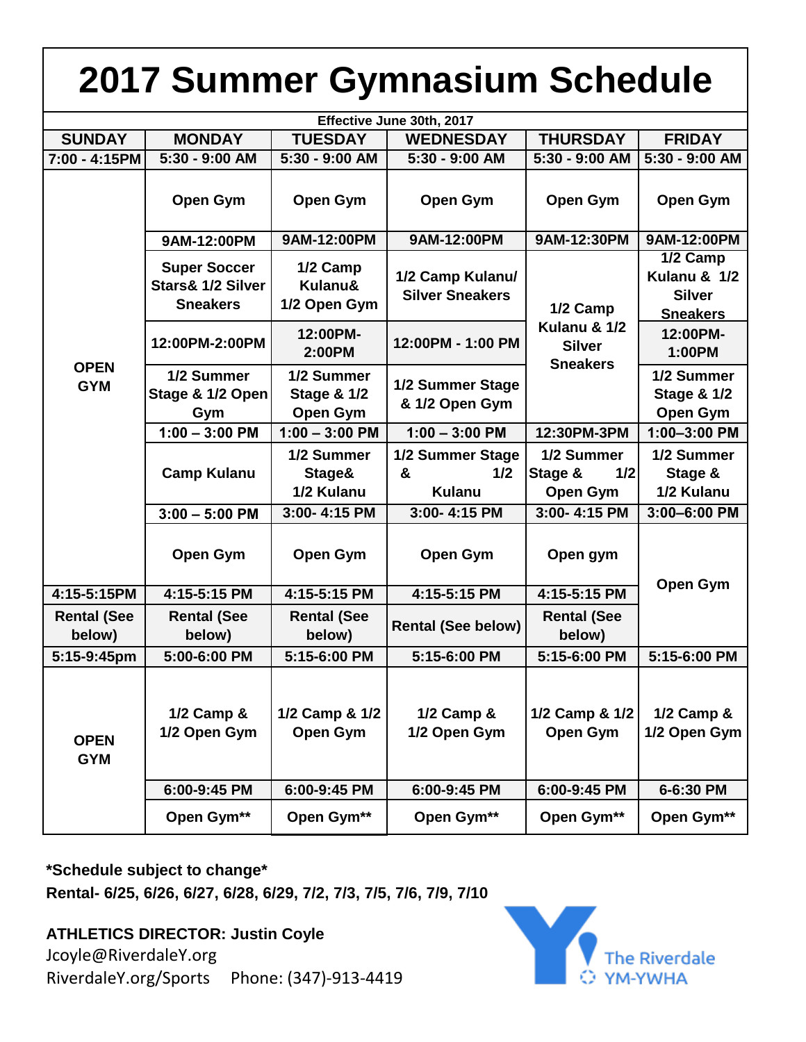# 2017 Summer Gymnasium Schedule

Effective June 30th, 2017

| SUNDAY | MONDAY | TUESDAY | WEDNESDAY | THURSDAY | FRIDAY |
|---|---|---|---|---|---|
| 7:00 - 4:15PM | 5:30 - 9:00 AM | 5:30 - 9:00 AM | 5:30 - 9:00 AM | 5:30 - 9:00 AM | 5:30 - 9:00 AM |
| OPEN GYM | Open Gym | Open Gym | Open Gym | Open Gym | Open Gym |
| | 9AM-12:00PM | 9AM-12:00PM | 9AM-12:00PM | 9AM-12:30PM | 9AM-12:00PM |
| | Super Soccer Stars& 1/2 Silver Sneakers | 1/2 Camp Kulanu& 1/2 Open Gym | 1/2 Camp Kulanu/ Silver Sneakers | 1/2 Camp Kulanu & 1/2 Silver Sneakers | 1/2 Camp Kulanu & 1/2 Silver Sneakers |
| | 12:00PM-2:00PM | 12:00PM-2:00PM | 12:00PM - 1:00 PM | | 12:00PM-1:00PM |
| | 1/2 Summer Stage & 1/2 Open Gym | 1/2 Summer Stage & 1/2 Open Gym | 1/2 Summer Stage & 1/2 Open Gym | | 1/2 Summer Stage & 1/2 Open Gym |
| | 1:00 – 3:00 PM | 1:00 – 3:00 PM | 1:00 – 3:00 PM | 12:30PM-3PM | 1:00–3:00 PM |
| | Camp Kulanu | 1/2 Summer Stage& 1/2 Kulanu | 1/2 Summer Stage & 1/2 Kulanu | 1/2 Summer Stage & 1/2 Open Gym | 1/2 Summer Stage & 1/2 Kulanu |
| | 3:00 – 5:00 PM | 3:00- 4:15 PM | 3:00- 4:15 PM | 3:00- 4:15 PM | 3:00–6:00 PM |
| | Open Gym | Open Gym | Open Gym | Open gym | Open Gym |
| 4:15-5:15PM | 4:15-5:15 PM | 4:15-5:15 PM | 4:15-5:15 PM | 4:15-5:15 PM | |
| Rental (See below) | Rental (See below) | Rental (See below) | Rental (See below) | Rental (See below) | |
| 5:15-9:45pm | 5:00-6:00 PM | 5:15-6:00 PM | 5:15-6:00 PM | 5:15-6:00 PM | 5:15-6:00 PM |
| OPEN GYM | 1/2 Camp & 1/2 Open Gym | 1/2 Camp & 1/2 Open Gym | 1/2 Camp & 1/2 Open Gym | 1/2 Camp & 1/2 Open Gym | 1/2 Camp & 1/2 Open Gym |
| | 6:00-9:45 PM | 6:00-9:45 PM | 6:00-9:45 PM | 6:00-9:45 PM | 6-6:30 PM |
| | Open Gym** | Open Gym** | Open Gym** | Open Gym** | Open Gym** |

**\*Schedule subject to change\***

**Rental- 6/25, 6/26, 6/27, 6/28, 6/29, 7/2, 7/3, 7/5, 7/6, 7/9, 7/10**

**ATHLETICS DIRECTOR: Justin Coyle**

Jcoyle@RiverdaleY.org

RiverdaleY.org/Sports Phone: (347)-913-4419

The Riverdale YM-YWHA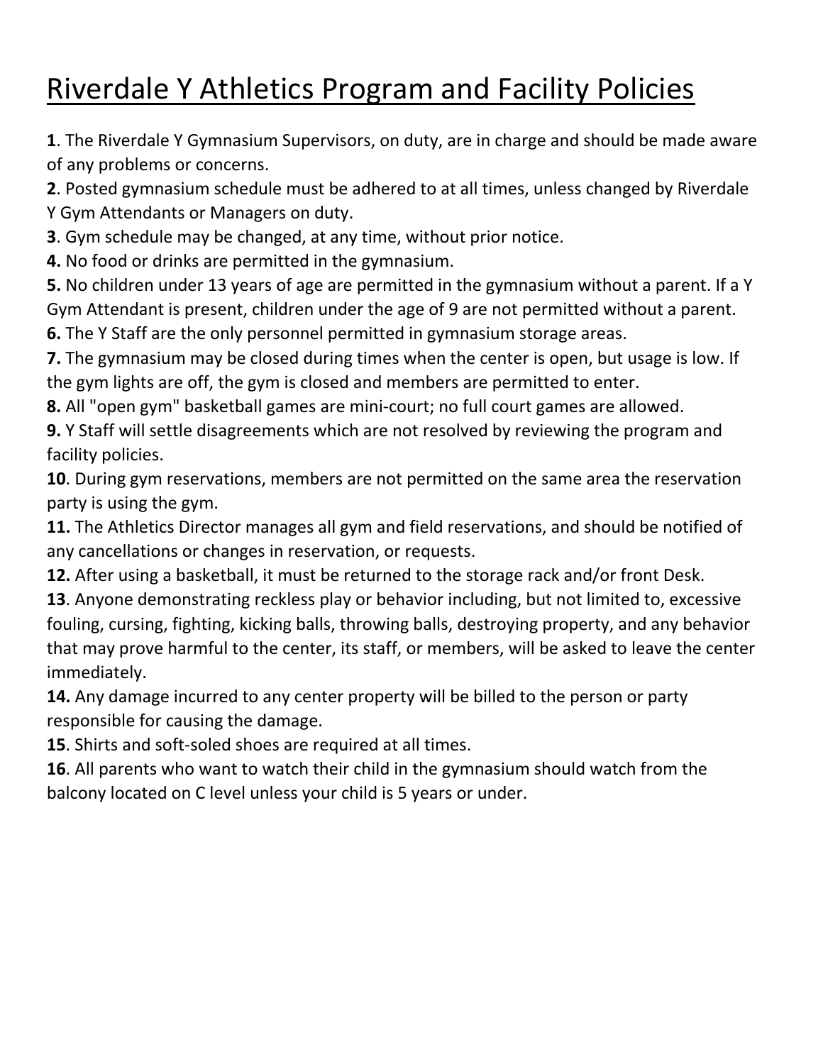# Riverdale Y Athletics Program and Facility Policies

**1**. The Riverdale Y Gymnasium Supervisors, on duty, are in charge and should be made aware of any problems or concerns.

**2**. Posted gymnasium schedule must be adhered to at all times, unless changed by Riverdale Y Gym Attendants or Managers on duty.

**3**. Gym schedule may be changed, at any time, without prior notice.

**4.** No food or drinks are permitted in the gymnasium.

**5.** No children under 13 years of age are permitted in the gymnasium without a parent. If a Y Gym Attendant is present, children under the age of 9 are not permitted without a parent.

**6.** The Y Staff are the only personnel permitted in gymnasium storage areas.

**7.** The gymnasium may be closed during times when the center is open, but usage is low. If the gym lights are off, the gym is closed and members are permitted to enter.

**8.** All "open gym" basketball games are mini-court; no full court games are allowed.

**9.** Y Staff will settle disagreements which are not resolved by reviewing the program and facility policies.

**10**. During gym reservations, members are not permitted on the same area the reservation party is using the gym.

**11.** The Athletics Director manages all gym and field reservations, and should be notified of any cancellations or changes in reservation, or requests.

**12.** After using a basketball, it must be returned to the storage rack and/or front Desk.

**13**. Anyone demonstrating reckless play or behavior including, but not limited to, excessive fouling, cursing, fighting, kicking balls, throwing balls, destroying property, and any behavior that may prove harmful to the center, its staff, or members, will be asked to leave the center immediately.

**14.** Any damage incurred to any center property will be billed to the person or party responsible for causing the damage.

**15**. Shirts and soft-soled shoes are required at all times.

**16**. All parents who want to watch their child in the gymnasium should watch from the balcony located on C level unless your child is 5 years or under.